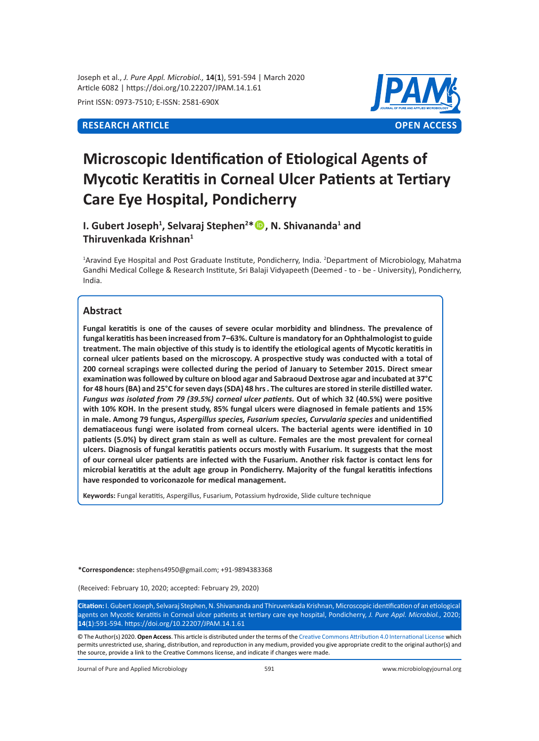**RESEARCH ARTICLE** **OPEN ACCESS**

# Microscopic Identification of Etiological Agents of Mycotic Keratitis in Corneal Ulcer Patients at Tertiary Care Eye Hospital, Pondicherry

**I. Gubert Joseph[1], Selvaraj Stephen[2]*, N. Shivananda[1] and Thiruvenkada Krishnan[1]**

[1]Aravind Eye Hospital and Post Graduate Institute, Pondicherry, India. [2]Department of Microbiology, Mahatma Gandhi Medical College & Research Institute, Sri Balaji Vidyapeeth (Deemed - to - be - University), Pondicherry, India.

## Abstract

**Fungal keratitis is one of the causes of severe ocular morbidity and blindness. The prevalence of fungal keratitis has been increased from 7–63%. Culture is mandatory for an Ophthalmologist to guide treatment. The main objective of this study is to identify the etiological agents of Mycotic keratitis in corneal ulcer patients based on the microscopy. A prospective study was conducted with a total of 200 corneal scrapings were collected during the period of January to Setember 2015. Direct smear examination was followed by culture on blood agar and Sabraoud Dextrose agar and incubated at 37°C for 48 hours (BA) and 25°C for seven days (SDA) 48 hrs . The cultures are stored in sterile distilled water. *Fungus was isolated from 79 (39.5%) corneal ulcer patients.* Out of which 32 (40.5%) were positive with 10% KOH. In the present study, 85% fungal ulcers were diagnosed in female patients and 15% in male. Among 79 fungus, *Aspergillus species, Fusarium species, Curvularia species* and unidentified dematiaceous fungi were isolated from corneal ulcers. The bacterial agents were identified in 10 patients (5.0%) by direct gram stain as well as culture. Females are the most prevalent for corneal ulcers. Diagnosis of fungal keratitis patients occurs mostly with Fusarium. It suggests that the most of our corneal ulcer patients are infected with the Fusarium. Another risk factor is contact lens for microbial keratitis at the adult age group in Pondicherry. Majority of the fungal keratitis infections have responded to voriconazole for medical management.**

**Keywords:** Fungal keratitis, Aspergillus, Fusarium, Potassium hydroxide, Slide culture technique

**\*Correspondence:** stephens4950@gmail.com; +91-9894383368

(Received: February 10, 2020; accepted: February 29, 2020)

**Citation:** I. Gubert Joseph, Selvaraj Stephen, N. Shivananda and Thiruvenkada Krishnan, Microscopic identification of an etiological agents on Mycotic Keratitis in Corneal ulcer patients at tertiary care eye hospital, Pondicherry, *J. Pure Appl. Microbiol.*, 2020; **14**(**1**):591-594. https://doi.org/10.22207/JPAM.14.1.61

© The Author(s) 2020. **Open Access**. This article is distributed under the terms of the Creative Commons Attribution 4.0 International License which permits unrestricted use, sharing, distribution, and reproduction in any medium, provided you give appropriate credit to the original author(s) and the source, provide a link to the Creative Commons license, and indicate if changes were made.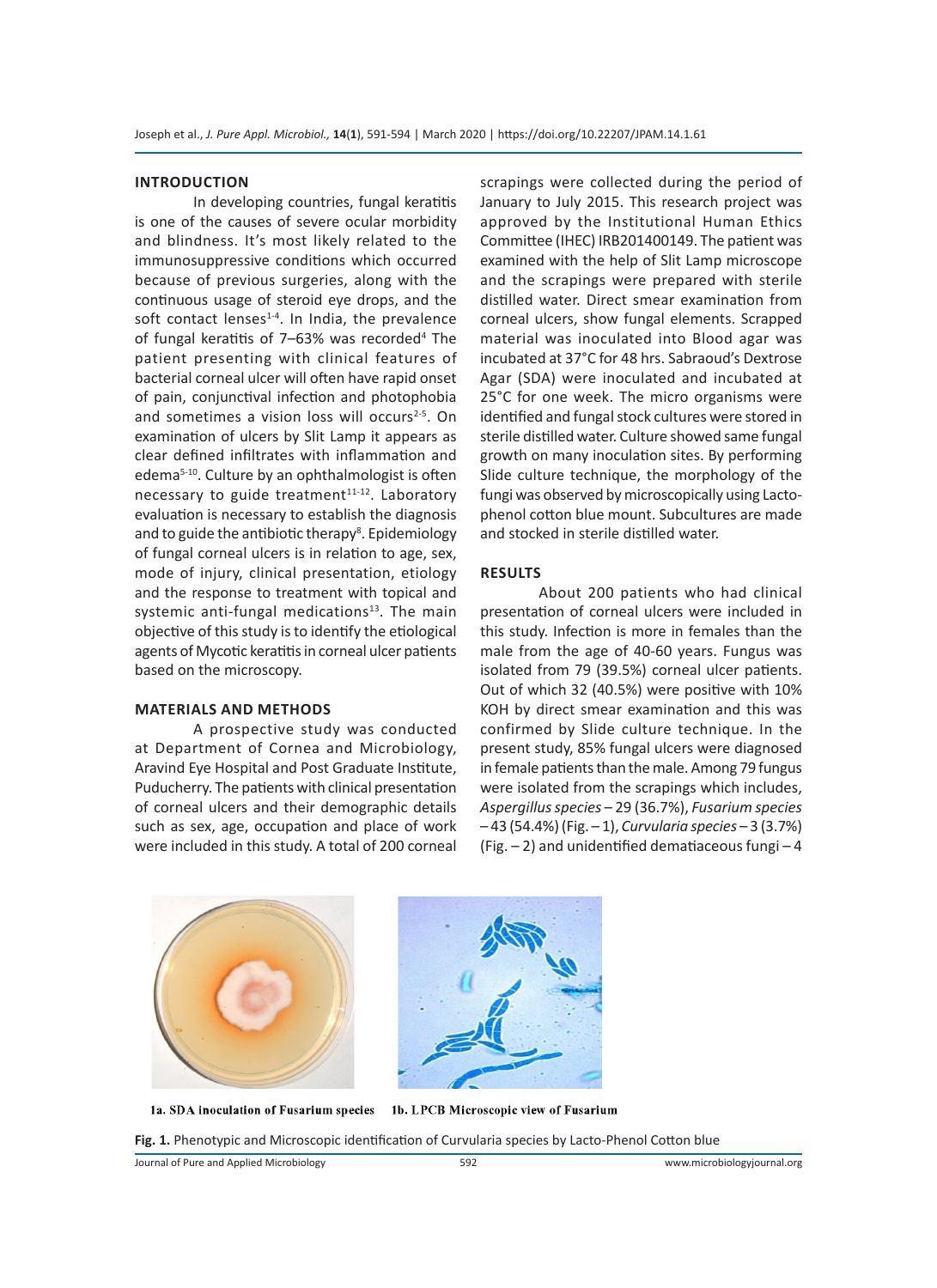## INTRODUCTION

In developing countries, fungal keratitis is one of the causes of severe ocular morbidity and blindness. It's most likely related to the immunosuppressive conditions which occurred because of previous surgeries, along with the continuous usage of steroid eye drops, and the soft contact lenses[1-4]. In India, the prevalence of fungal keratitis of 7–63% was recorded[4] The patient presenting with clinical features of bacterial corneal ulcer will often have rapid onset of pain, conjunctival infection and photophobia and sometimes a vision loss will occurs[2-5]. On examination of ulcers by Slit Lamp it appears as clear defined infiltrates with inflammation and edema[5-10]. Culture by an ophthalmologist is often necessary to guide treatment[11-12]. Laboratory evaluation is necessary to establish the diagnosis and to guide the antibiotic therapy[8]. Epidemiology of fungal corneal ulcers is in relation to age, sex, mode of injury, clinical presentation, etiology and the response to treatment with topical and systemic anti-fungal medications[13]. The main objective of this study is to identify the etiological agents of Mycotic keratitis in corneal ulcer patients based on the microscopy.

## MATERIALS AND METHODS

A prospective study was conducted at Department of Cornea and Microbiology, Aravind Eye Hospital and Post Graduate Institute, Puducherry. The patients with clinical presentation of corneal ulcers and their demographic details such as sex, age, occupation and place of work were included in this study. A total of 200 corneal scrapings were collected during the period of January to July 2015. This research project was approved by the Institutional Human Ethics Committee (IHEC) IRB201400149. The patient was examined with the help of Slit Lamp microscope and the scrapings were prepared with sterile distilled water. Direct smear examination from corneal ulcers, show fungal elements. Scrapped material was inoculated into Blood agar was incubated at 37°C for 48 hrs. Sabraoud's Dextrose Agar (SDA) were inoculated and incubated at 25°C for one week. The micro organisms were identified and fungal stock cultures were stored in sterile distilled water. Culture showed same fungal growth on many inoculation sites. By performing Slide culture technique, the morphology of the fungi was observed by microscopically using Lacto-phenol cotton blue mount. Subcultures are made and stocked in sterile distilled water.

## RESULTS

About 200 patients who had clinical presentation of corneal ulcers were included in this study. Infection is more in females than the male from the age of 40-60 years. Fungus was isolated from 79 (39.5%) corneal ulcer patients. Out of which 32 (40.5%) were positive with 10% KOH by direct smear examination and this was confirmed by Slide culture technique. In the present study, 85% fungal ulcers were diagnosed in female patients than the male. Among 79 fungus were isolated from the scrapings which includes, *Aspergillus species* – 29 (36.7%), *Fusarium species* – 43 (54.4%) (Fig. – 1), *Curvularia species* – 3 (3.7%) (Fig. – 2) and unidentified dematiaceous fungi – 4

1a. SDA inoculation of Fusarium species   1b. LPCB Microscopic view of Fusarium

**Fig. 1.** Phenotypic and Microscopic identification of Curvularia species by Lacto-Phenol Cotton blue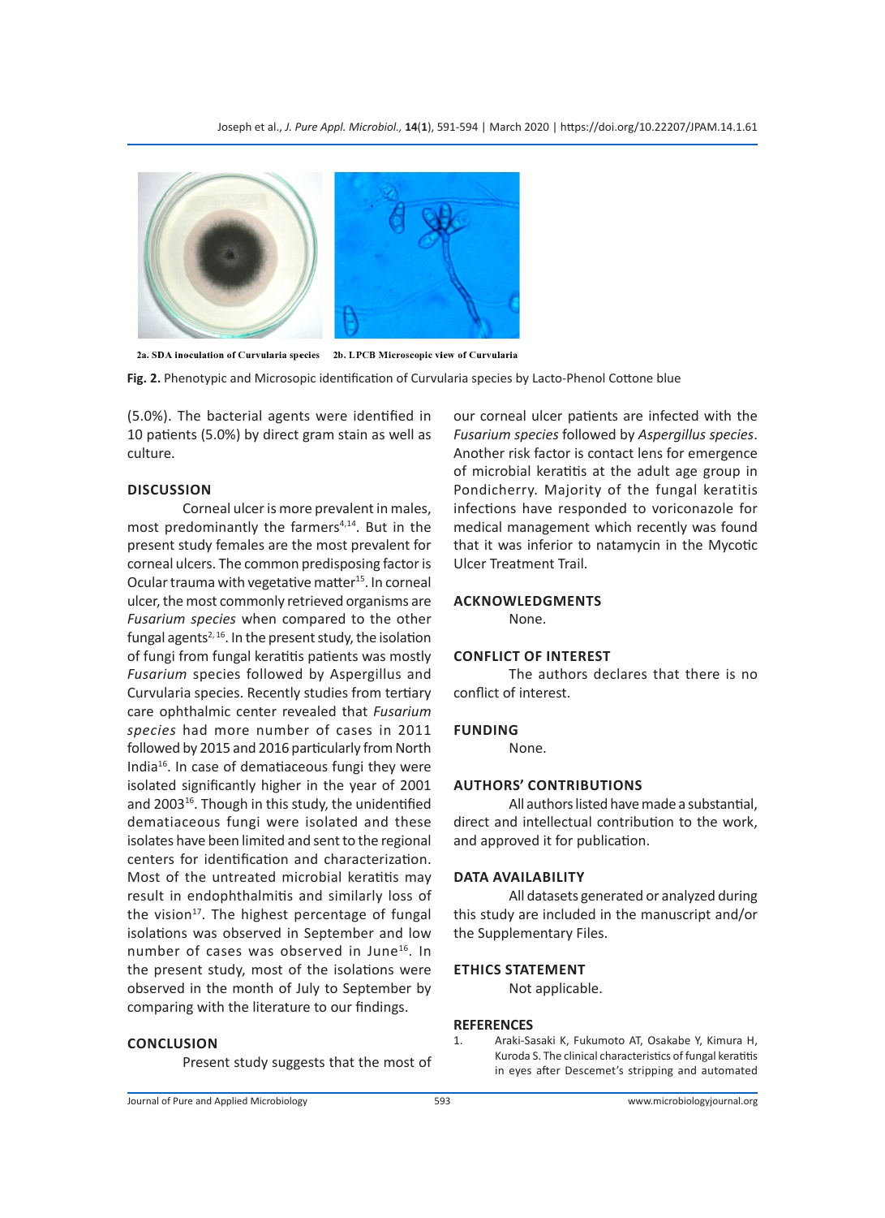2a. SDA inoculation of Curvularia species    2b. LPCB Microscopic view of Curvularia

**Fig. 2.** Phenotypic and Microsopic identification of Curvularia species by Lacto-Phenol Cottone blue

(5.0%). The bacterial agents were identified in 10 patients (5.0%) by direct gram stain as well as culture.

## DISCUSSION

Corneal ulcer is more prevalent in males, most predominantly the farmers[4,14]. But in the present study females are the most prevalent for corneal ulcers. The common predisposing factor is Ocular trauma with vegetative matter[15]. In corneal ulcer, the most commonly retrieved organisms are *Fusarium species* when compared to the other fungal agents[2,16]. In the present study, the isolation of fungi from fungal keratitis patients was mostly *Fusarium* species followed by Aspergillus and Curvularia species. Recently studies from tertiary care ophthalmic center revealed that *Fusarium species* had more number of cases in 2011 followed by 2015 and 2016 particularly from North India[16]. In case of dematiaceous fungi they were isolated significantly higher in the year of 2001 and 2003[16]. Though in this study, the unidentified dematiaceous fungi were isolated and these isolates have been limited and sent to the regional centers for identification and characterization. Most of the untreated microbial keratitis may result in endophthalmitis and similarly loss of the vision[17]. The highest percentage of fungal isolations was observed in September and low number of cases was observed in June[16]. In the present study, most of the isolations were observed in the month of July to September by comparing with the literature to our findings.

## CONCLUSION

Present study suggests that the most of our corneal ulcer patients are infected with the *Fusarium species* followed by *Aspergillus species*. Another risk factor is contact lens for emergence of microbial keratitis at the adult age group in Pondicherry. Majority of the fungal keratitis infections have responded to voriconazole for medical management which recently was found that it was inferior to natamycin in the Mycotic Ulcer Treatment Trail.

## ACKNOWLEDGMENTS

None.

## CONFLICT OF INTEREST

The authors declares that there is no conflict of interest.

## FUNDING

None.

## AUTHORS' CONTRIBUTIONS

All authors listed have made a substantial, direct and intellectual contribution to the work, and approved it for publication.

## DATA AVAILABILITY

All datasets generated or analyzed during this study are included in the manuscript and/or the Supplementary Files.

## ETHICS STATEMENT

Not applicable.

## REFERENCES

1. Araki-Sasaki K, Fukumoto AT, Osakabe Y, Kimura H, Kuroda S. The clinical characteristics of fungal keratitis in eyes after Descemet's stripping and automated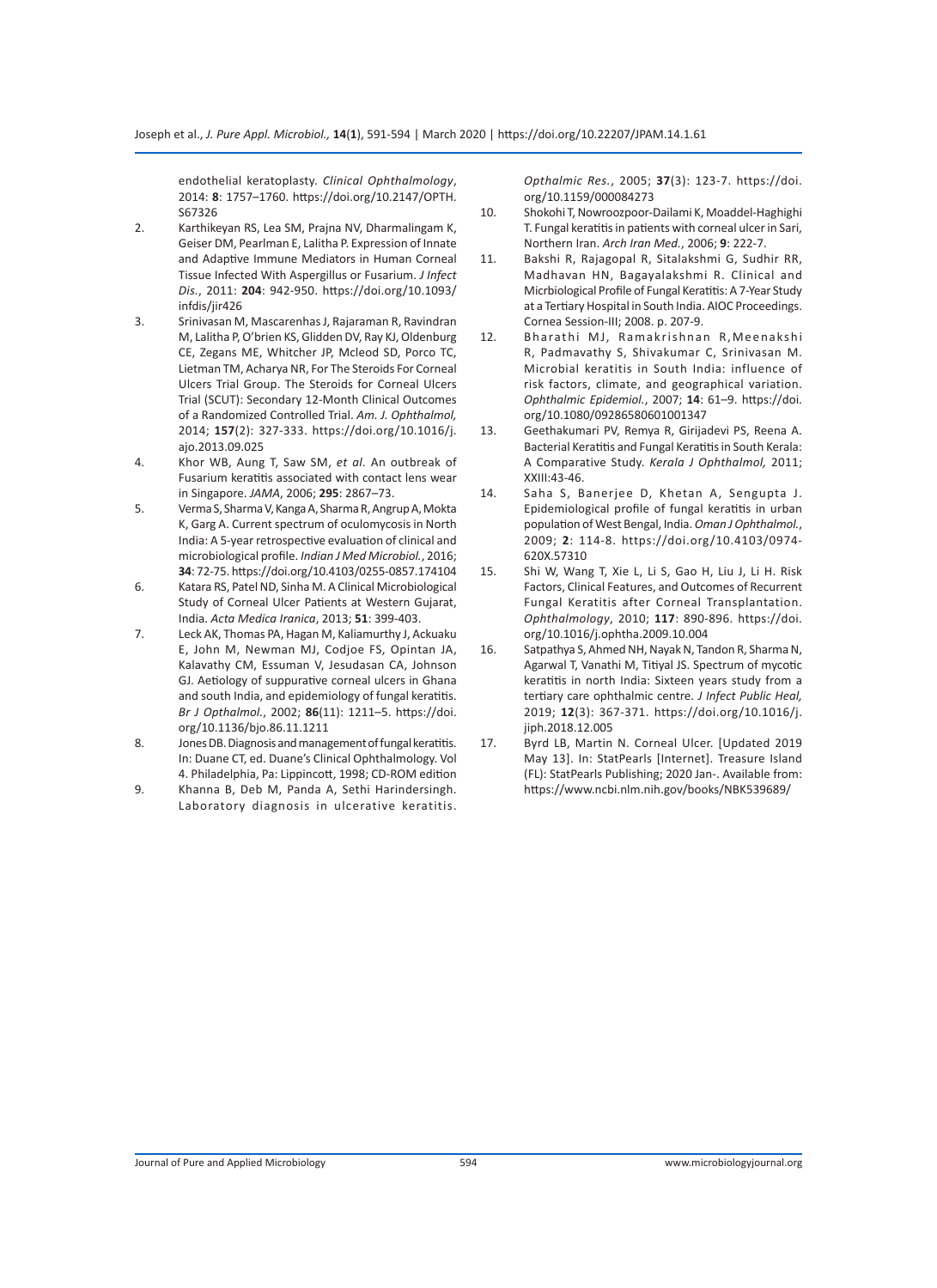endothelial keratoplasty. *Clinical Ophthalmology*, 2014: **8**: 1757–1760. https://doi.org/10.2147/OPTH.S67326

2. Karthikeyan RS, Lea SM, Prajna NV, Dharmalingam K, Geiser DM, Pearlman E, Lalitha P. Expression of Innate and Adaptive Immune Mediators in Human Corneal Tissue Infected With Aspergillus or Fusarium. *J Infect Dis.*, 2011: **204**: 942-950. https://doi.org/10.1093/infdis/jir426
3. Srinivasan M, Mascarenhas J, Rajaraman R, Ravindran M, Lalitha P, O'brien KS, Glidden DV, Ray KJ, Oldenburg CE, Zegans ME, Whitcher JP, Mcleod SD, Porco TC, Lietman TM, Acharya NR, For The Steroids For Corneal Ulcers Trial Group. The Steroids for Corneal Ulcers Trial (SCUT): Secondary 12-Month Clinical Outcomes of a Randomized Controlled Trial. *Am. J. Ophthalmol,* 2014; **157**(2): 327-333. https://doi.org/10.1016/j.ajo.2013.09.025
4. Khor WB, Aung T, Saw SM, *et al*. An outbreak of Fusarium keratitis associated with contact lens wear in Singapore. *JAMA*, 2006; **295**: 2867–73.
5. Verma S, Sharma V, Kanga A, Sharma R, Angrup A, Mokta K, Garg A. Current spectrum of oculomycosis in North India: A 5-year retrospective evaluation of clinical and microbiological profile. *Indian J Med Microbiol.*, 2016; **34**: 72-75. https://doi.org/10.4103/0255-0857.174104
6. Katara RS, Patel ND, Sinha M. A Clinical Microbiological Study of Corneal Ulcer Patients at Western Gujarat, India. *Acta Medica Iranica*, 2013; **51**: 399-403.
7. Leck AK, Thomas PA, Hagan M, Kaliamurthy J, Ackuaku E, John M, Newman MJ, Codjoe FS, Opintan JA, Kalavathy CM, Essuman V, Jesudasan CA, Johnson GJ. Aetiology of suppurative corneal ulcers in Ghana and south India, and epidemiology of fungal keratitis. *Br J Opthalmol.*, 2002; **86**(11): 1211–5. https://doi.org/10.1136/bjo.86.11.1211
8. Jones DB. Diagnosis and management of fungal keratitis. In: Duane CT, ed. Duane's Clinical Ophthalmology. Vol 4. Philadelphia, Pa: Lippincott, 1998; CD-ROM edition
9. Khanna B, Deb M, Panda A, Sethi Harindersingh. Laboratory diagnosis in ulcerative keratitis. *Opthalmic Res.*, 2005; **37**(3): 123-7. https://doi.org/10.1159/000084273
10. Shokohi T, Nowroozpoor-Dailami K, Moaddel-Haghighi T. Fungal keratitis in patients with corneal ulcer in Sari, Northern Iran. *Arch Iran Med.*, 2006; **9**: 222-7.
11. Bakshi R, Rajagopal R, Sitalakshmi G, Sudhir RR, Madhavan HN, Bagayalakshmi R. Clinical and Micrbiological Profile of Fungal Keratitis: A 7-Year Study at a Tertiary Hospital in South India. AIOC Proceedings. Cornea Session-III; 2008. p. 207-9.
12. Bharathi MJ, Ramakrishnan R, Meenakshi R, Padmavathy S, Shivakumar C, Srinivasan M. Microbial keratitis in South India: influence of risk factors, climate, and geographical variation. *Ophthalmic Epidemiol.*, 2007; **14**: 61–9. https://doi.org/10.1080/09286580601001347
13. Geethakumari PV, Remya R, Girijadevi PS, Reena A. Bacterial Keratitis and Fungal Keratitis in South Kerala: A Comparative Study. *Kerala J Ophthalmol,* 2011; XXIII:43-46.
14. Saha S, Banerjee D, Khetan A, Sengupta J. Epidemiological profile of fungal keratitis in urban population of West Bengal, India. *Oman J Ophthalmol.*, 2009; **2**: 114-8. https://doi.org/10.4103/0974-620X.57310
15. Shi W, Wang T, Xie L, Li S, Gao H, Liu J, Li H. Risk Factors, Clinical Features, and Outcomes of Recurrent Fungal Keratitis after Corneal Transplantation. *Ophthalmology*, 2010; **117**: 890-896. https://doi.org/10.1016/j.ophtha.2009.10.004
16. Satpathya S, Ahmed NH, Nayak N, Tandon R, Sharma N, Agarwal T, Vanathi M, Titiyal JS. Spectrum of mycotic keratitis in north India: Sixteen years study from a tertiary care ophthalmic centre. *J Infect Public Heal,* 2019; **12**(3): 367-371. https://doi.org/10.1016/j.jiph.2018.12.005
17. Byrd LB, Martin N. Corneal Ulcer. [Updated 2019 May 13]. In: StatPearls [Internet]. Treasure Island (FL): StatPearls Publishing; 2020 Jan-. Available from: https://www.ncbi.nlm.nih.gov/books/NBK539689/